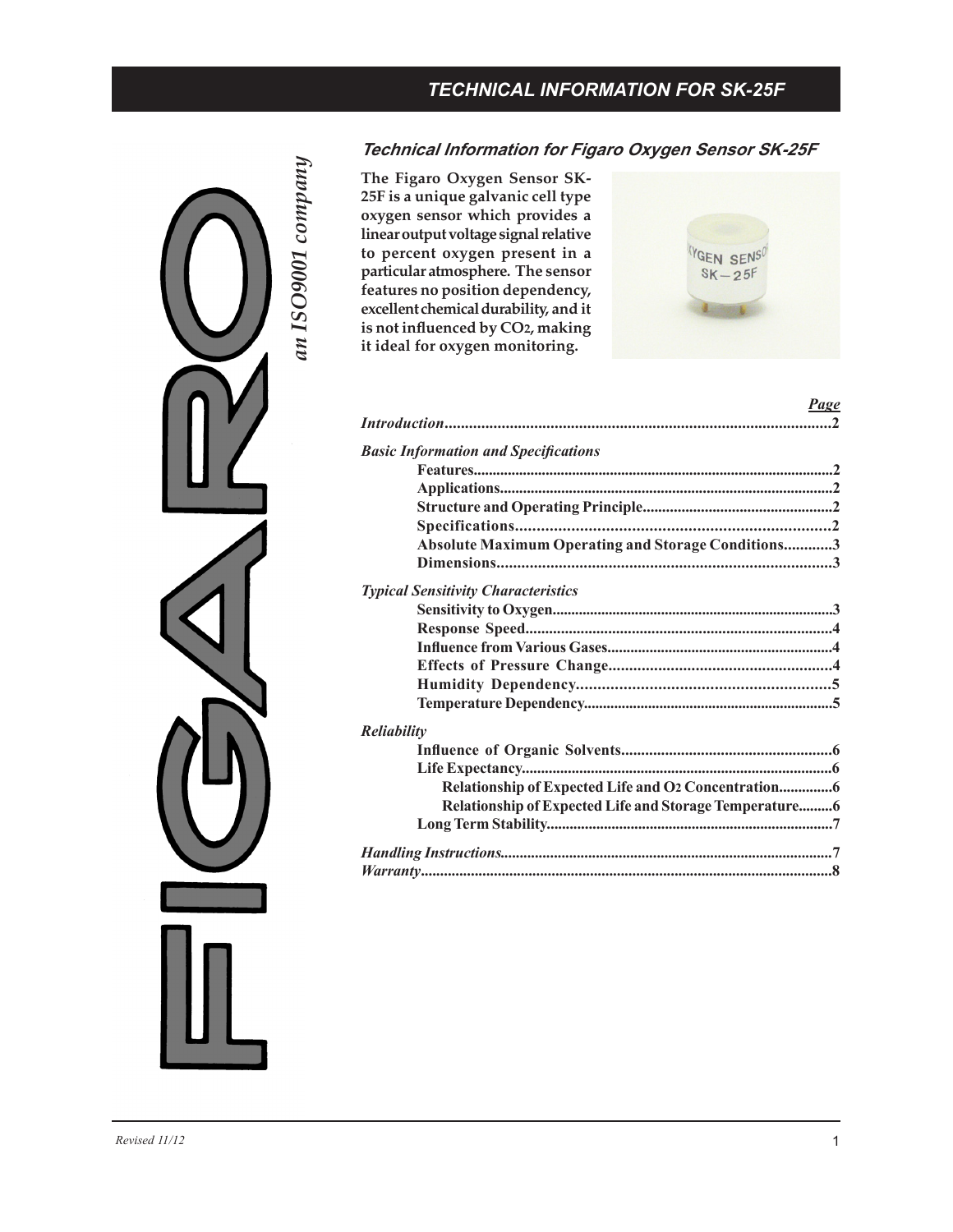# TECHNICAL INFORMATION FOR SK-25F

*an ISO9001 company*

## Technical Information for Figaro Oxygen Sensor SK-25F

**The Figaro Oxygen Sensor SK-25F is a unique galvanic cell type oxygen sensor which provides a linear output voltage signal relative to percent oxygen present in a particular atmosphere. The sensor features no position dependency, excellent chemical durability, and it is not influenced by $CO_2$, making it ideal for oxygen monitoring.**

| | Page |
|---|---|
| *Introduction* | 2 |
| *Basic Information and Specifications* | |
| **Features** | 2 |
| **Applications** | 2 |
| **Structure and Operating Principle** | 2 |
| **Specifications** | 2 |
| **Absolute Maximum Operating and Storage Conditions** | 3 |
| **Dimensions** | 3 |
| *Typical Sensitivity Characteristics* | |
| **Sensitivity to Oxygen** | 3 |
| **Response Speed** | 4 |
| **Influence from Various Gases** | 4 |
| **Effects of Pressure Change** | 4 |
| **Humidity Dependency** | 5 |
| **Temperature Dependency** | 5 |
| *Reliability* | |
| **Influence of Organic Solvents** | 6 |
| **Life Expectancy** | 6 |
| **Relationship of Expected Life and $O_2$ Concentration** | 6 |
| **Relationship of Expected Life and Storage Temperature** | 6 |
| **Long Term Stability** | 7 |
| *Handling Instructions* | 7 |
| *Warranty* | 8 |

*Revised 11/12*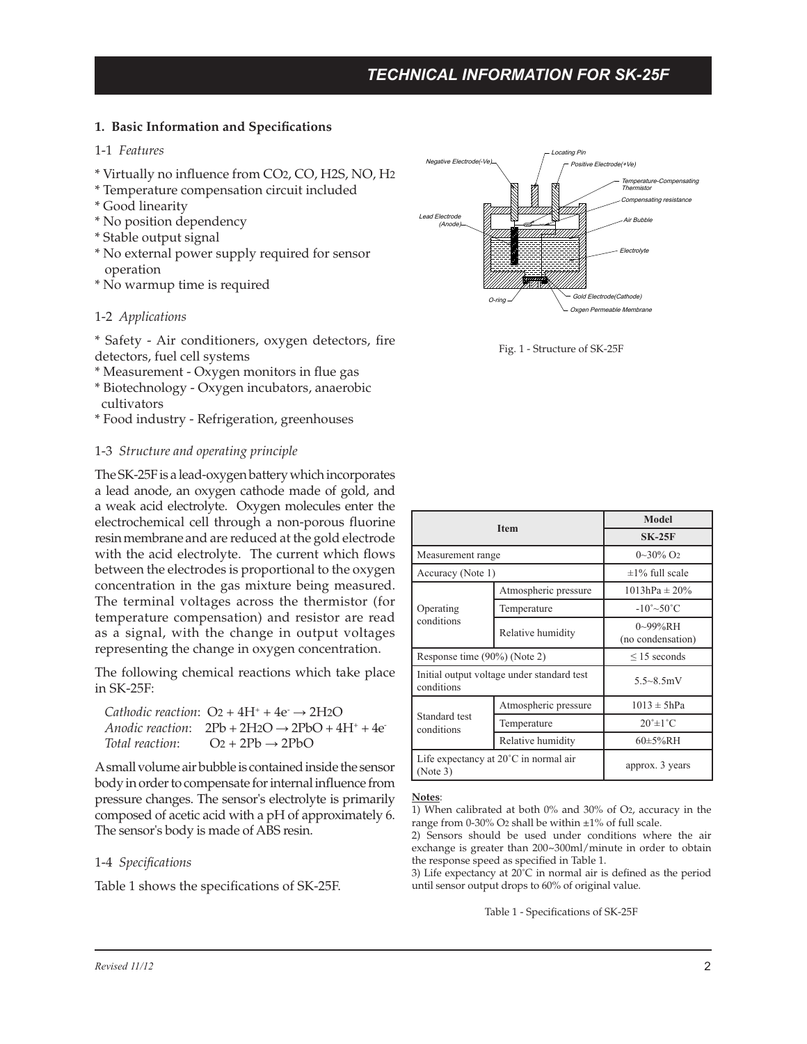# TECHNICAL INFORMATION FOR SK-25F

## 1. Basic Information and Specifications

### 1-1 *Features*

* Virtually no influence from $CO_2$, CO, $H_2S$, NO, $H_2$
* Temperature compensation circuit included
* Good linearity
* No position dependency
* Stable output signal
* No external power supply required for sensor operation
* No warmup time is required

### 1-2 *Applications*

* Safety - Air conditioners, oxygen detectors, fire detectors, fuel cell systems
* Measurement - Oxygen monitors in flue gas
* Biotechnology - Oxygen incubators, anaerobic cultivators
* Food industry - Refrigeration, greenhouses

### 1-3 *Structure and operating principle*

The SK-25F is a lead-oxygen battery which incorporates a lead anode, an oxygen cathode made of gold, and a weak acid electrolyte. Oxygen molecules enter the electrochemical cell through a non-porous fluorine resin membrane and are reduced at the gold electrode with the acid electrolyte. The current which flows between the electrodes is proportional to the oxygen concentration in the gas mixture being measured. The terminal voltages across the thermistor (for temperature compensation) and resistor are read as a signal, with the change in output voltages representing the change in oxygen concentration.

The following chemical reactions which take place in SK-25F:

*Cathodic reaction*: $O_2 + 4H^+ + 4e^- \rightarrow 2H_2O$
*Anodic reaction*: $2Pb + 2H_2O \rightarrow 2PbO + 4H^+ + 4e^-$
*Total reaction*: $O_2 + 2Pb \rightarrow 2PbO$

A small volume air bubble is contained inside the sensor body in order to compensate for internal influence from pressure changes. The sensor's electrolyte is primarily composed of acetic acid with a pH of approximately 6. The sensor's body is made of ABS resin.

Negative Electrode(-Ve), Locating Pin, Positive Electrode(+Ve), Temperature-Compensating Thermistor, Compensating resistance, Lead Electrode (Anode), Air Bubble, Electrolyte, O-ring, Gold Electrode(Cathode), Oxgen Permeable Membrane

Fig. 1 - Structure of SK-25F

### 1-4 *Specifications*

Table 1 shows the specifications of SK-25F.

| Item | | Model SK-25F |
|---|---|---|
| Measurement range | | 0~30% $O_2$ |
| Accuracy (Note 1) | | ±1% full scale |
| Operating conditions | Atmospheric pressure | 1013hPa ± 20% |
| | Temperature | -10˚~50˚C |
| | Relative humidity | 0~99%RH (no condensation) |
| Response time (90%) (Note 2) | | ≤ 15 seconds |
| Initial output voltage under standard test conditions | | 5.5~8.5mV |
| Standard test conditions | Atmospheric pressure | 1013 ± 5hPa |
| | Temperature | 20˚±1˚C |
| | Relative humidity | 60±5%RH |
| Life expectancy at 20˚C in normal air (Note 3) | | approx. 3 years |

**Notes**:
1) When calibrated at both 0% and 30% of $O_2$, accuracy in the range from 0-30% $O_2$ shall be within ±1% of full scale.
2) Sensors should be used under conditions where the air exchange is greater than 200~300ml/minute in order to obtain the response speed as specified in Table 1.
3) Life expectancy at 20˚C in normal air is defined as the period until sensor output drops to 60% of original value.

Table 1 - Specifications of SK-25F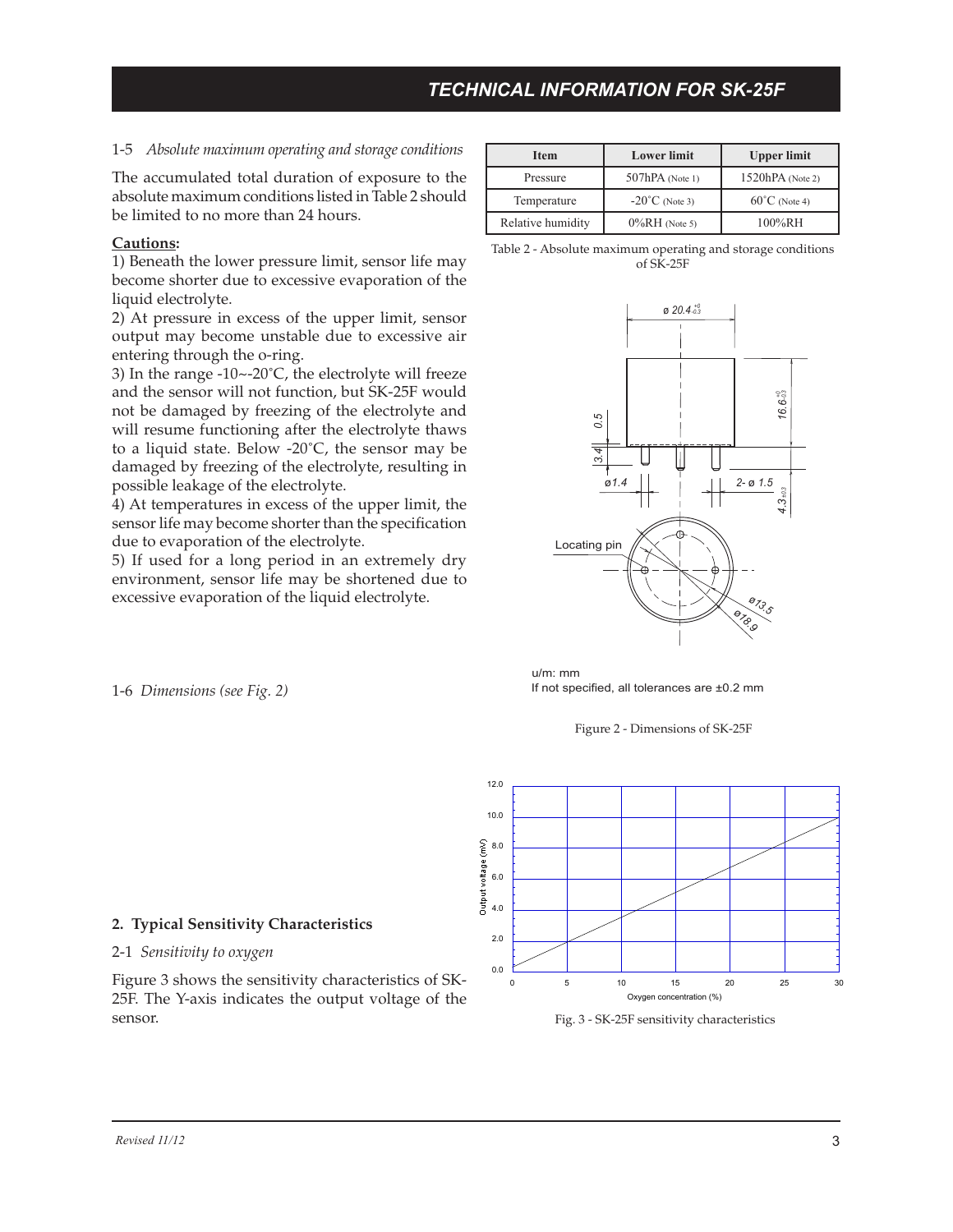1-5 *Absolute maximum operating and storage conditions*

The accumulated total duration of exposure to the absolute maximum conditions listed in Table 2 should be limited to no more than 24 hours.

**Cautions:**

1) Beneath the lower pressure limit, sensor life may become shorter due to excessive evaporation of the liquid electrolyte.

2) At pressure in excess of the upper limit, sensor output may become unstable due to excessive air entering through the o-ring.

3) In the range -10~-20˚C, the electrolyte will freeze and the sensor will not function, but SK-25F would not be damaged by freezing of the electrolyte and will resume functioning after the electrolyte thaws to a liquid state. Below -20˚C, the sensor may be damaged by freezing of the electrolyte, resulting in possible leakage of the electrolyte.

4) At temperatures in excess of the upper limit, the sensor life may become shorter than the specification due to evaporation of the electrolyte.

5) If used for a long period in an extremely dry environment, sensor life may be shortened due to excessive evaporation of the liquid electrolyte.

| Item | Lower limit | Upper limit |
|---|---|---|
| Pressure | 507hPA (Note 1) | 1520hPA (Note 2) |
| Temperature | -20˚C (Note 3) | 60˚C (Note 4) |
| Relative humidity | 0%RH (Note 5) | 100%RH |

Table 2 - Absolute maximum operating and storage conditions of SK-25F

1-6 *Dimensions (see Fig. 2)*

u/m: mm
If not specified, all tolerances are ±0.2 mm

Figure 2 - Dimensions of SK-25F

## 2. Typical Sensitivity Characteristics

2-1 *Sensitivity to oxygen*

Figure 3 shows the sensitivity characteristics of SK-25F. The Y-axis indicates the output voltage of the sensor.

Fig. 3 - SK-25F sensitivity characteristics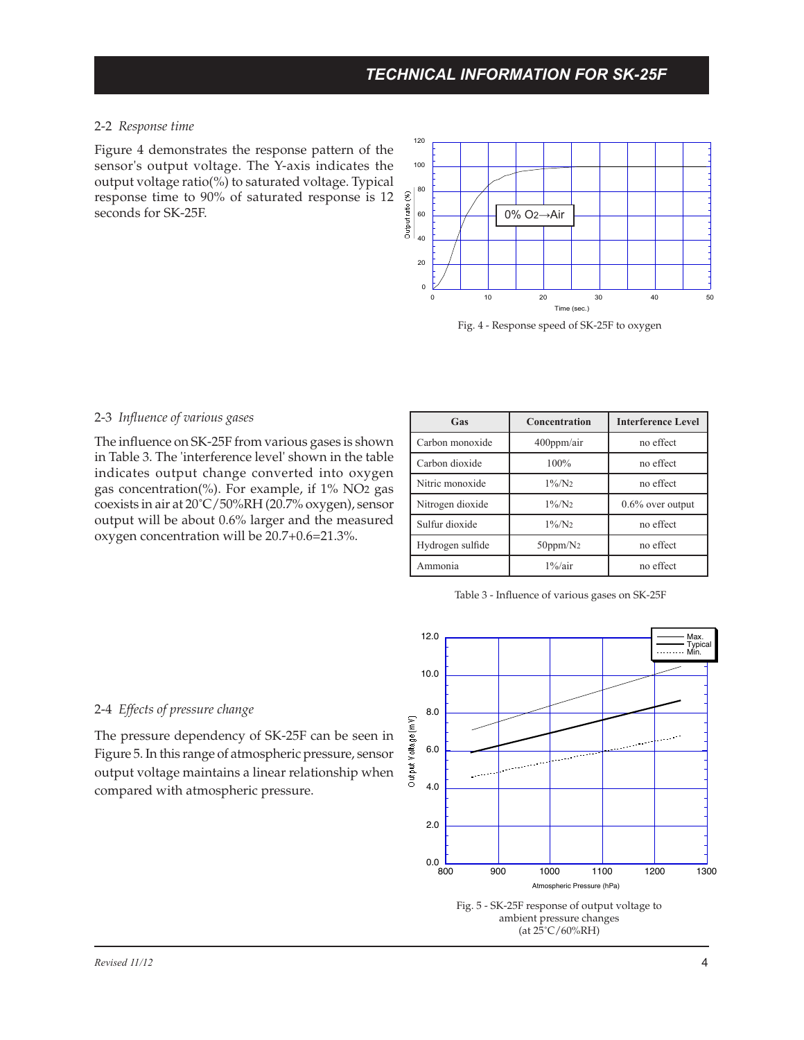## 2-2 *Response time*

Figure 4 demonstrates the response pattern of the sensor's output voltage. The Y-axis indicates the output voltage ratio(%) to saturated voltage. Typical response time to 90% of saturated response is 12 seconds for SK-25F.

Fig. 4 - Response speed of SK-25F to oxygen

## 2-3 *Influence of various gases*

The influence on SK-25F from various gases is shown in Table 3. The 'interference level' shown in the table indicates output change converted into oxygen gas concentration(%). For example, if 1% $NO_2$ gas coexists in air at 20˚C/50%RH (20.7% oxygen), sensor output will be about 0.6% larger and the measured oxygen concentration will be 20.7+0.6=21.3%.

| Gas | Concentration | Interference Level |
|---|---|---|
| Carbon monoxide | 400ppm/air | no effect |
| Carbon dioxide | 100% | no effect |
| Nitric monoxide | 1%/$N_2$ | no effect |
| Nitrogen dioxide | 1%/$N_2$ | 0.6% over output |
| Sulfur dioxide | 1%/$N_2$ | no effect |
| Hydrogen sulfide | 50ppm/$N_2$ | no effect |
| Ammonia | 1%/air | no effect |

Table 3 - Influence of various gases on SK-25F

## 2-4 *Effects of pressure change*

The pressure dependency of SK-25F can be seen in Figure 5. In this range of atmospheric pressure, sensor output voltage maintains a linear relationship when compared with atmospheric pressure.

Fig. 5 - SK-25F response of output voltage to ambient pressure changes (at 25˚C/60%RH)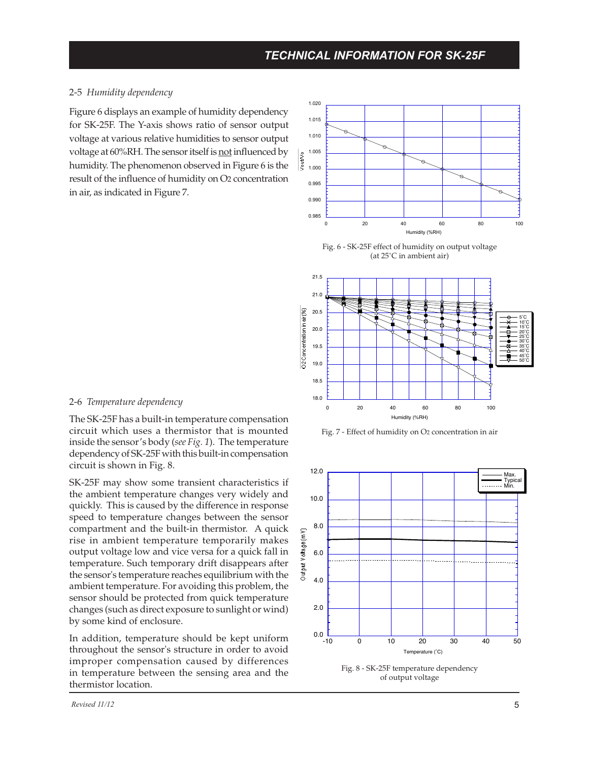## 2-5 *Humidity dependency*

Figure 6 displays an example of humidity dependency for SK-25F. The Y-axis shows ratio of sensor output voltage at various relative humidities to sensor output voltage at 60%RH. The sensor itself is not influenced by humidity. The phenomenon observed in Figure 6 is the result of the influence of humidity on $O_2$ concentration in air, as indicated in Figure 7.

Fig. 6 - SK-25F effect of humidity on output voltage (at 25°C in ambient air)

Fig. 7 - Effect of humidity on $O_2$ concentration in air

## 2-6 *Temperature dependency*

The SK-25F has a built-in temperature compensation circuit which uses a thermistor that is mounted inside the sensor's body (*see Fig. 1*). The temperature dependency of SK-25F with this built-in compensation circuit is shown in Fig. 8.

SK-25F may show some transient characteristics if the ambient temperature changes very widely and quickly. This is caused by the difference in response speed to temperature changes between the sensor compartment and the built-in thermistor. A quick rise in ambient temperature temporarily makes output voltage low and vice versa for a quick fall in temperature. Such temporary drift disappears after the sensor's temperature reaches equilibrium with the ambient temperature. For avoiding this problem, the sensor should be protected from quick temperature changes (such as direct exposure to sunlight or wind) by some kind of enclosure.

In addition, temperature should be kept uniform throughout the sensor's structure in order to avoid improper compensation caused by differences in temperature between the sensing area and the thermistor location.

Fig. 8 - SK-25F temperature dependency of output voltage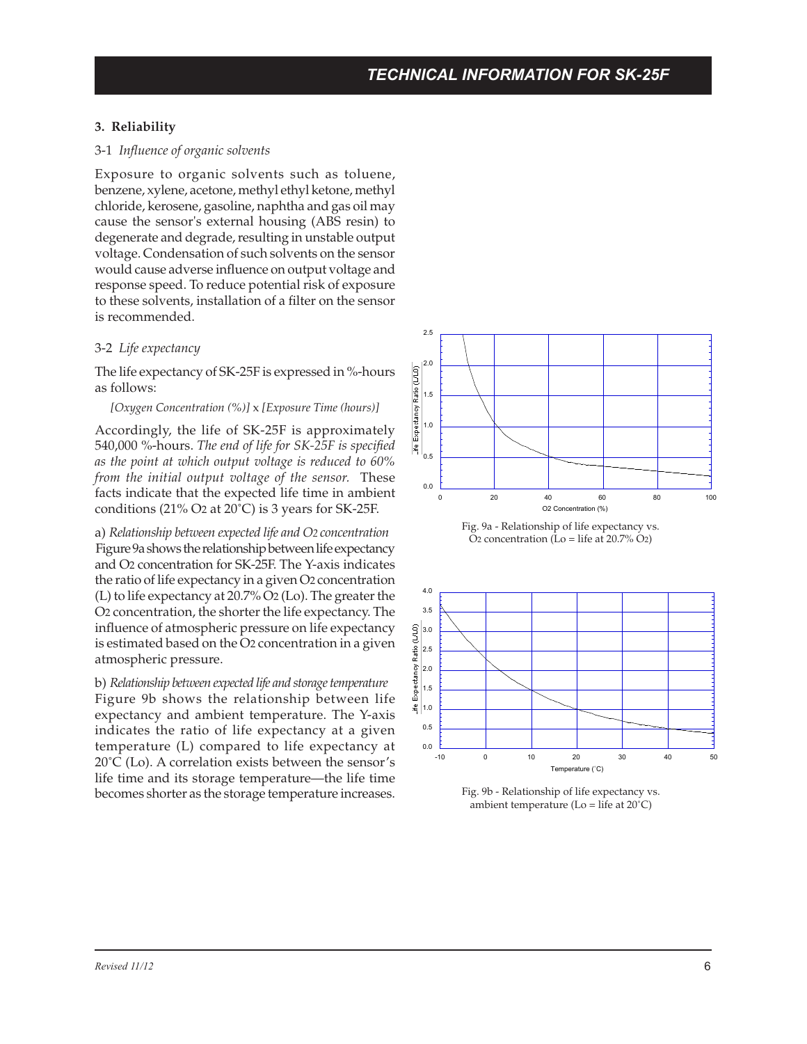## 3. Reliability

### 3-1 *Influence of organic solvents*

Exposure to organic solvents such as toluene, benzene, xylene, acetone, methyl ethyl ketone, methyl chloride, kerosene, gasoline, naphtha and gas oil may cause the sensor's external housing (ABS resin) to degenerate and degrade, resulting in unstable output voltage. Condensation of such solvents on the sensor would cause adverse influence on output voltage and response speed. To reduce potential risk of exposure to these solvents, installation of a filter on the sensor is recommended.

### 3-2 *Life expectancy*

The life expectancy of SK-25F is expressed in %-hours as follows:

*[Oxygen Concentration (%)]* x *[Exposure Time (hours)]*

Accordingly, the life of SK-25F is approximately 540,000 %-hours. *The end of life for SK-25F is specified as the point at which output voltage is reduced to 60% from the initial output voltage of the sensor.* These facts indicate that the expected life time in ambient conditions (21% $O_2$ at 20˚C) is 3 years for SK-25F.

a) *Relationship between expected life and $O_2$ concentration*
Figure 9a shows the relationship between life expectancy and $O_2$ concentration for SK-25F. The Y-axis indicates the ratio of life expectancy in a given $O_2$ concentration (L) to life expectancy at 20.7% $O_2$ (Lo). The greater the $O_2$ concentration, the shorter the life expectancy. The influence of atmospheric pressure on life expectancy is estimated based on the $O_2$ concentration in a given atmospheric pressure.

b) *Relationship between expected life and storage temperature*
Figure 9b shows the relationship between life expectancy and ambient temperature. The Y-axis indicates the ratio of life expectancy at a given temperature (L) compared to life expectancy at 20˚C (Lo). A correlation exists between the sensor's life time and its storage temperature—the life time becomes shorter as the storage temperature increases.

Fig. 9a - Relationship of life expectancy vs. $O_2$ concentration (Lo = life at 20.7% $O_2$)

Fig. 9b - Relationship of life expectancy vs. ambient temperature (Lo = life at 20˚C)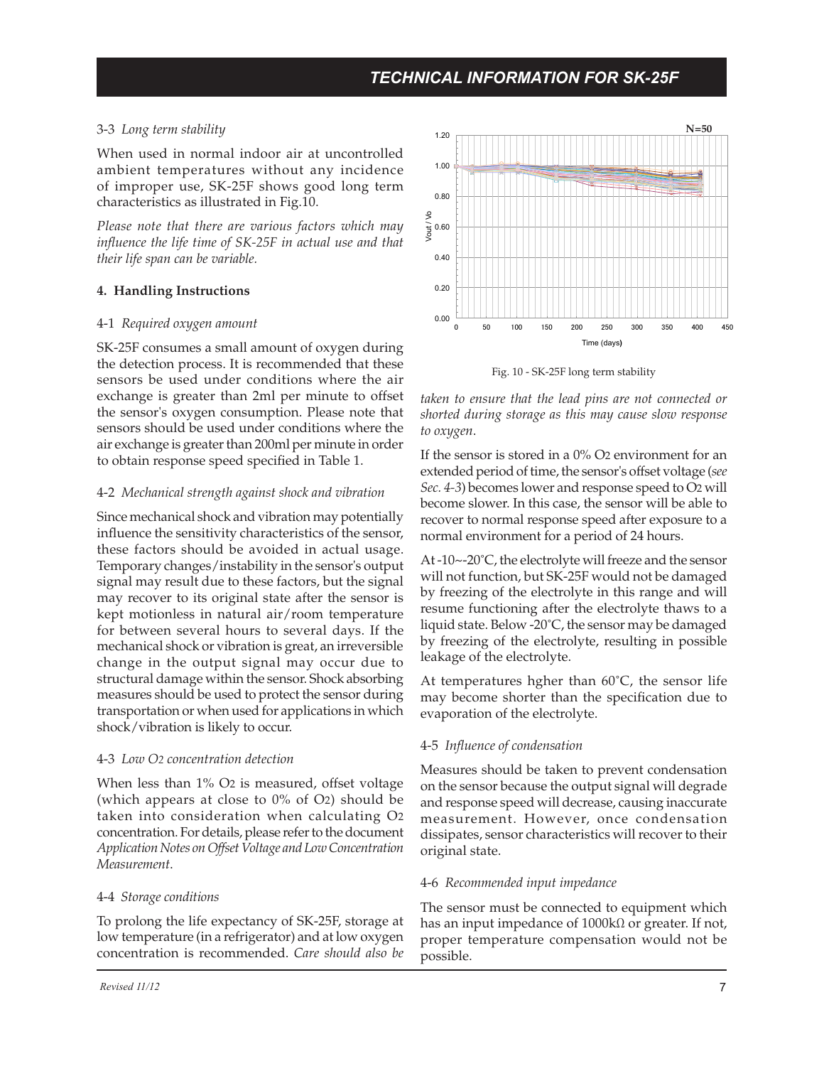### 3-3 *Long term stability*

When used in normal indoor air at uncontrolled ambient temperatures without any incidence of improper use, SK-25F shows good long term characteristics as illustrated in Fig.10.

*Please note that there are various factors which may influence the life time of SK-25F in actual use and that their life span can be variable.*

## 4. Handling Instructions

### 4-1 *Required oxygen amount*

SK-25F consumes a small amount of oxygen during the detection process. It is recommended that these sensors be used under conditions where the air exchange is greater than 2ml per minute to offset the sensor's oxygen consumption. Please note that sensors should be used under conditions where the air exchange is greater than 200ml per minute in order to obtain response speed specified in Table 1.

### 4-2 *Mechanical strength against shock and vibration*

Since mechanical shock and vibration may potentially influence the sensitivity characteristics of the sensor, these factors should be avoided in actual usage. Temporary changes/instability in the sensor's output signal may result due to these factors, but the signal may recover to its original state after the sensor is kept motionless in natural air/room temperature for between several hours to several days. If the mechanical shock or vibration is great, an irreversible change in the output signal may occur due to structural damage within the sensor. Shock absorbing measures should be used to protect the sensor during transportation or when used for applications in which shock/vibration is likely to occur.

### 4-3 *Low $O_2$ concentration detection*

When less than 1% $O_2$ is measured, offset voltage (which appears at close to 0% of $O_2$) should be taken into consideration when calculating $O_2$ concentration. For details, please refer to the document *Application Notes on Offset Voltage and Low Concentration Measurement*.

### 4-4 *Storage conditions*

To prolong the life expectancy of SK-25F, storage at low temperature (in a refrigerator) and at low oxygen concentration is recommended. *Care should also be taken to ensure that the lead pins are not connected or shorted during storage as this may cause slow response to oxygen*.

Fig. 10 - SK-25F long term stability

If the sensor is stored in a 0% $O_2$ environment for an extended period of time, the sensor's offset voltage (*see Sec. 4-3*) becomes lower and response speed to $O_2$ will become slower. In this case, the sensor will be able to recover to normal response speed after exposure to a normal environment for a period of 24 hours.

At -10~-20˚C, the electrolyte will freeze and the sensor will not function, but SK-25F would not be damaged by freezing of the electrolyte in this range and will resume functioning after the electrolyte thaws to a liquid state. Below -20˚C, the sensor may be damaged by freezing of the electrolyte, resulting in possible leakage of the electrolyte.

At temperatures hgher than 60˚C, the sensor life may become shorter than the specification due to evaporation of the electrolyte.

### 4-5 *Influence of condensation*

Measures should be taken to prevent condensation on the sensor because the output signal will degrade and response speed will decrease, causing inaccurate measurement. However, once condensation dissipates, sensor characteristics will recover to their original state.

### 4-6 *Recommended input impedance*

The sensor must be connected to equipment which has an input impedance of 1000kΩ or greater. If not, proper temperature compensation would not be possible.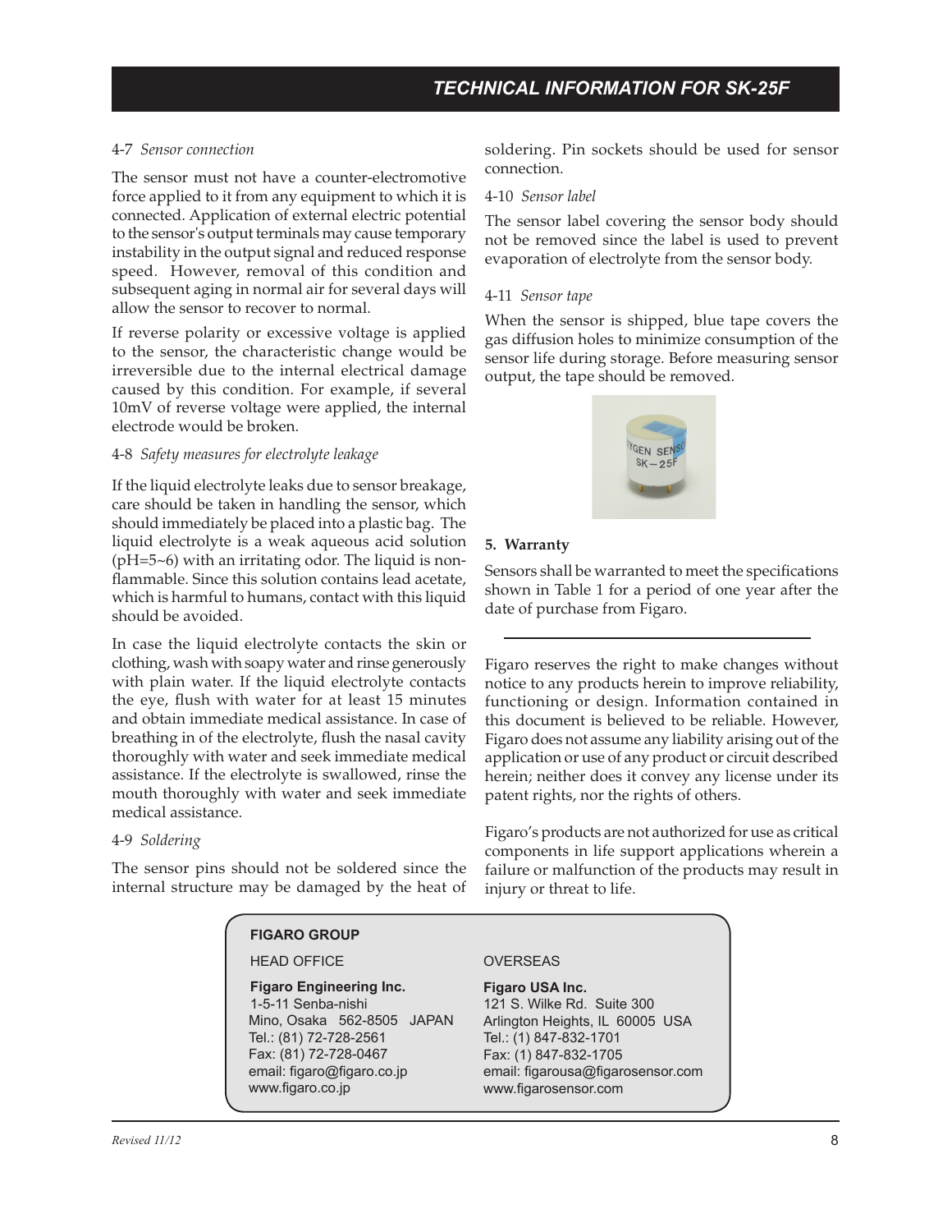#### 4-7 *Sensor connection*

The sensor must not have a counter-electromotive force applied to it from any equipment to which it is connected. Application of external electric potential to the sensor's output terminals may cause temporary instability in the output signal and reduced response speed. However, removal of this condition and subsequent aging in normal air for several days will allow the sensor to recover to normal.

If reverse polarity or excessive voltage is applied to the sensor, the characteristic change would be irreversible due to the internal electrical damage caused by this condition. For example, if several 10mV of reverse voltage were applied, the internal electrode would be broken.

#### 4-8 *Safety measures for electrolyte leakage*

If the liquid electrolyte leaks due to sensor breakage, care should be taken in handling the sensor, which should immediately be placed into a plastic bag. The liquid electrolyte is a weak aqueous acid solution (pH=5~6) with an irritating odor. The liquid is non-flammable. Since this solution contains lead acetate, which is harmful to humans, contact with this liquid should be avoided.

In case the liquid electrolyte contacts the skin or clothing, wash with soapy water and rinse generously with plain water. If the liquid electrolyte contacts the eye, flush with water for at least 15 minutes and obtain immediate medical assistance. In case of breathing in of the electrolyte, flush the nasal cavity thoroughly with water and seek immediate medical assistance. If the electrolyte is swallowed, rinse the mouth thoroughly with water and seek immediate medical assistance.

#### 4-9 *Soldering*

The sensor pins should not be soldered since the internal structure may be damaged by the heat of soldering. Pin sockets should be used for sensor connection.

#### 4-10 *Sensor label*

The sensor label covering the sensor body should not be removed since the label is used to prevent evaporation of electrolyte from the sensor body.

#### 4-11 *Sensor tape*

When the sensor is shipped, blue tape covers the gas diffusion holes to minimize consumption of the sensor life during storage. Before measuring sensor output, the tape should be removed.

## 5. Warranty

Sensors shall be warranted to meet the specifications shown in Table 1 for a period of one year after the date of purchase from Figaro.

---

Figaro reserves the right to make changes without notice to any products herein to improve reliability, functioning or design. Information contained in this document is believed to be reliable. However, Figaro does not assume any liability arising out of the application or use of any product or circuit described herein; neither does it convey any license under its patent rights, nor the rights of others.

Figaro's products are not authorized for use as critical components in life support applications wherein a failure or malfunction of the products may result in injury or threat to life.

**FIGARO GROUP**

HEAD OFFICE

**Figaro Engineering Inc.**
1-5-11 Senba-nishi
Mino, Osaka 562-8505 JAPAN
Tel.: (81) 72-728-2561
Fax: (81) 72-728-0467
email: figaro@figaro.co.jp
www.figaro.co.jp

OVERSEAS

**Figaro USA Inc.**
121 S. Wilke Rd. Suite 300
Arlington Heights, IL 60005 USA
Tel.: (1) 847-832-1701
Fax: (1) 847-832-1705
email: figarousa@figarosensor.com
www.figarosensor.com

*Revised 11/12*